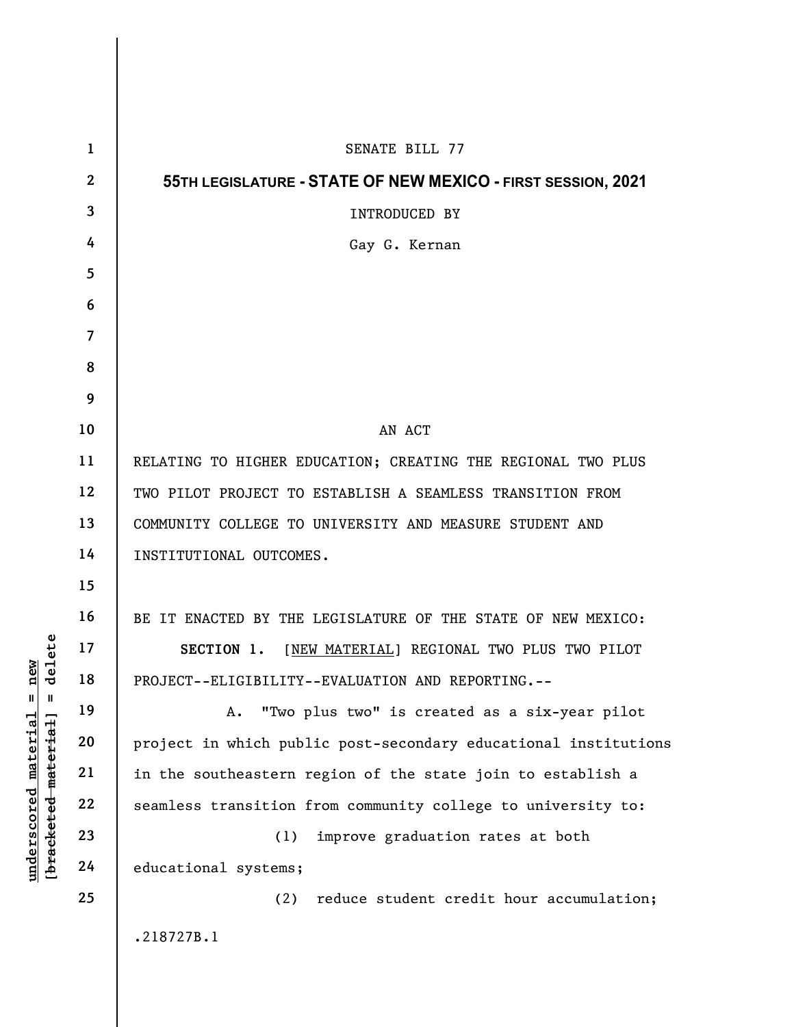SENATE BILL 77

**55TH LEGISLATURE - STATE OF NEW MEXICO - FIRST SESSION, 2021**

INTRODUCED BY

Gay G. Kernan

AN ACT

RELATING TO HIGHER EDUCATION; CREATING THE REGIONAL TWO PLUS TWO PILOT PROJECT TO ESTABLISH A SEAMLESS TRANSITION FROM COMMUNITY COLLEGE TO UNIVERSITY AND MEASURE STUDENT AND INSTITUTIONAL OUTCOMES.

BE IT ENACTED BY THE LEGISLATURE OF THE STATE OF NEW MEXICO:

**SECTION 1.** [NEW MATERIAL] REGIONAL TWO PLUS TWO PILOT PROJECT--ELIGIBILITY--EVALUATION AND REPORTING.--

A. "Two plus two" is created as a six-year pilot project in which public post-secondary educational institutions in the southeastern region of the state join to establish a seamless transition from community college to university to:

(1) improve graduation rates at both educational systems;

(2) reduce student credit hour accumulation;

.218727B.1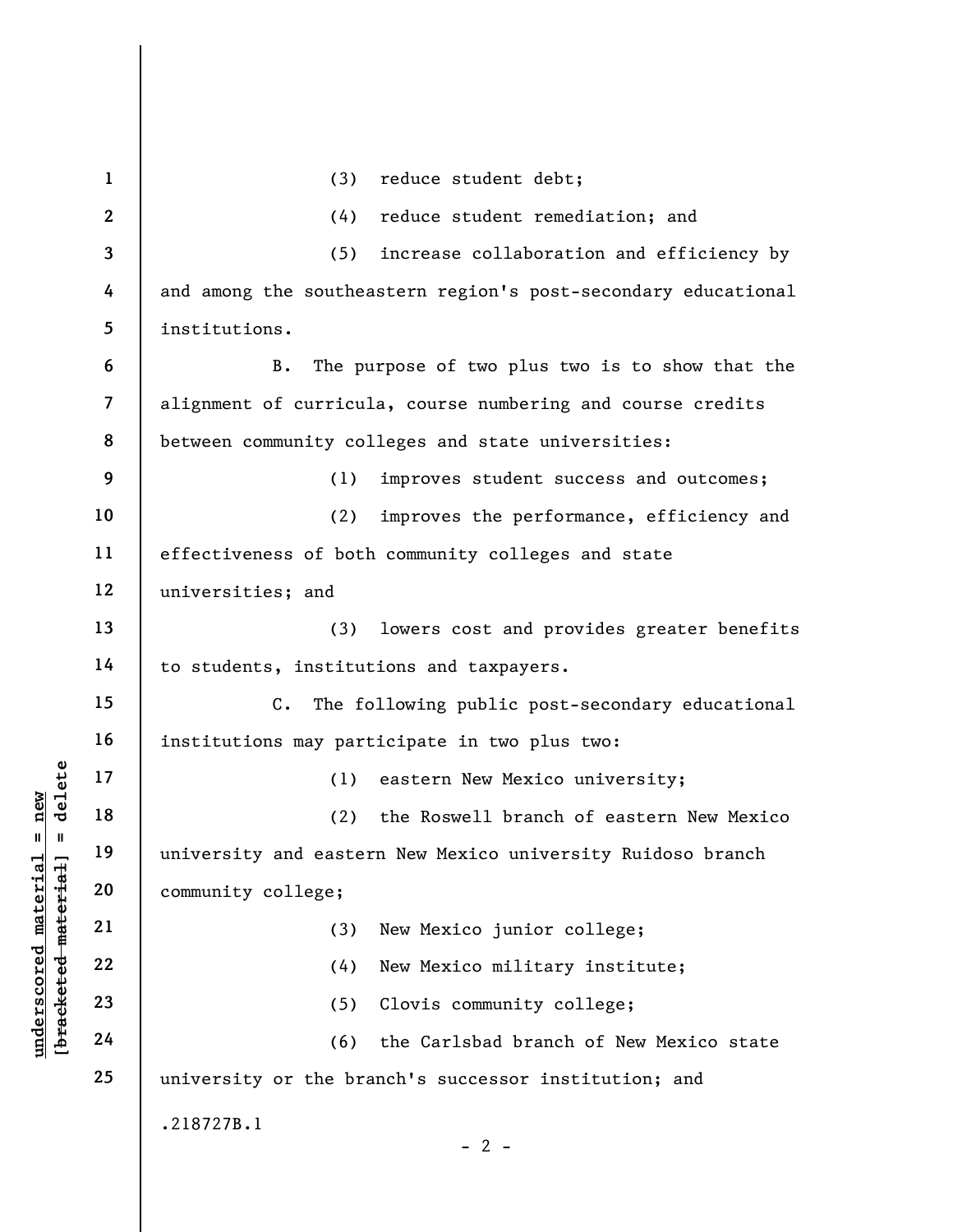(3) reduce student debt;

(4) reduce student remediation; and

(5) increase collaboration and efficiency by and among the southeastern region's post-secondary educational institutions.

B. The purpose of two plus two is to show that the alignment of curricula, course numbering and course credits between community colleges and state universities:

(1) improves student success and outcomes;

(2) improves the performance, efficiency and effectiveness of both community colleges and state universities; and

(3) lowers cost and provides greater benefits to students, institutions and taxpayers.

C. The following public post-secondary educational institutions may participate in two plus two:

(1) eastern New Mexico university;

(2) the Roswell branch of eastern New Mexico university and eastern New Mexico university Ruidoso branch community college;

(3) New Mexico junior college;

(4) New Mexico military institute;

(5) Clovis community college;

(6) the Carlsbad branch of New Mexico state university or the branch's successor institution; and

.218727B.1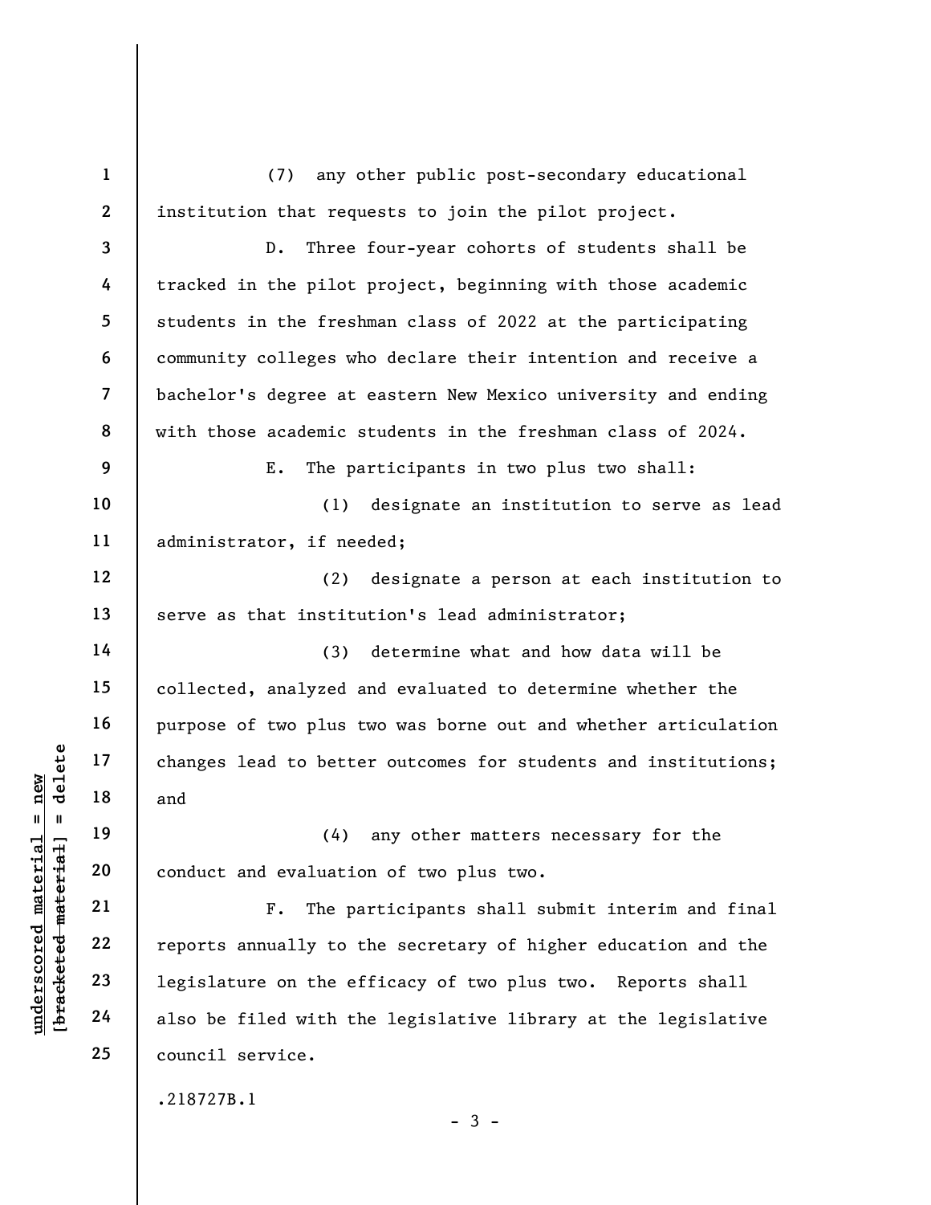(7) any other public post-secondary educational institution that requests to join the pilot project.

D. Three four-year cohorts of students shall be tracked in the pilot project, beginning with those academic students in the freshman class of 2022 at the participating community colleges who declare their intention and receive a bachelor's degree at eastern New Mexico university and ending with those academic students in the freshman class of 2024.

E. The participants in two plus two shall:

(1) designate an institution to serve as lead administrator, if needed;

(2) designate a person at each institution to serve as that institution's lead administrator;

(3) determine what and how data will be collected, analyzed and evaluated to determine whether the purpose of two plus two was borne out and whether articulation changes lead to better outcomes for students and institutions; and

(4) any other matters necessary for the conduct and evaluation of two plus two.

F. The participants shall submit interim and final reports annually to the secretary of higher education and the legislature on the efficacy of two plus two. Reports shall also be filed with the legislative library at the legislative council service.

.218727B.1